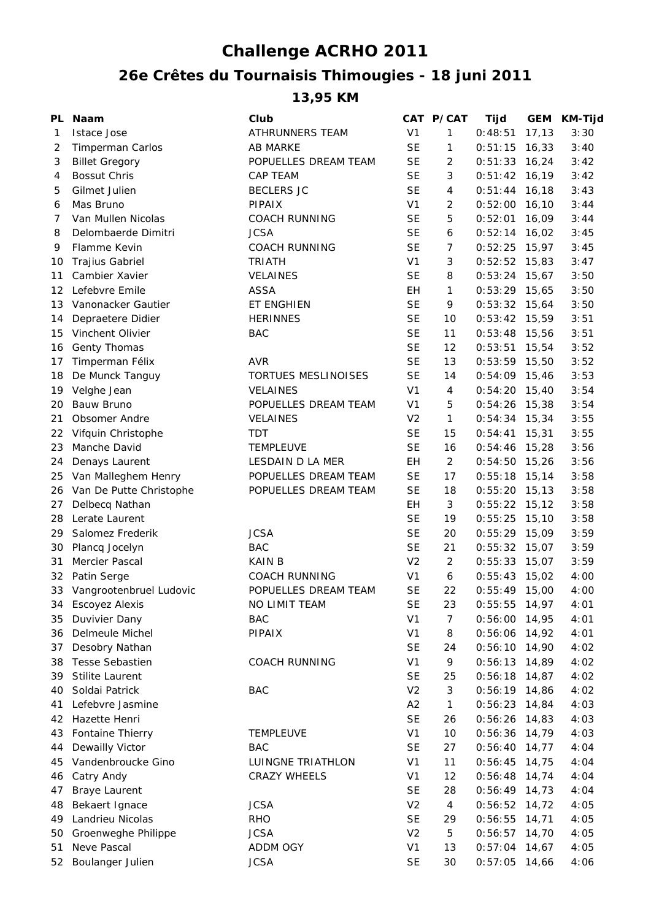# Challenge ACRHO 2011

## 26e Crêtes du Tournaisis Thimougies - 18 juni 2011

### 13,95 KM

| PL | Naam | Club | CAT | P/CAT | Tijd | GEM | KM-Tijd |
|---|---|---|---|---|---|---|---|
| 1 | Istace Jose | ATHRUNNERS TEAM | V1 | 1 | 0:48:51 | 17,13 | 3:30 |
| 2 | Timperman Carlos | AB MARKE | SE | 1 | 0:51:15 | 16,33 | 3:40 |
| 3 | Billet Gregory | POPUELLES DREAM TEAM | SE | 2 | 0:51:33 | 16,24 | 3:42 |
| 4 | Bossut Chris | CAP TEAM | SE | 3 | 0:51:42 | 16,19 | 3:42 |
| 5 | Gilmet Julien | BECLERS JC | SE | 4 | 0:51:44 | 16,18 | 3:43 |
| 6 | Mas Bruno | PIPAIX | V1 | 2 | 0:52:00 | 16,10 | 3:44 |
| 7 | Van Mullen Nicolas | COACH RUNNING | SE | 5 | 0:52:01 | 16,09 | 3:44 |
| 8 | Delombaerde Dimitri | JCSA | SE | 6 | 0:52:14 | 16,02 | 3:45 |
| 9 | Flamme Kevin | COACH RUNNING | SE | 7 | 0:52:25 | 15,97 | 3:45 |
| 10 | Trajius Gabriel | TRIATH | V1 | 3 | 0:52:52 | 15,83 | 3:47 |
| 11 | Cambier Xavier | VELAINES | SE | 8 | 0:53:24 | 15,67 | 3:50 |
| 12 | Lefebvre Emile | ASSA | EH | 1 | 0:53:29 | 15,65 | 3:50 |
| 13 | Vanonacker Gautier | ET ENGHIEN | SE | 9 | 0:53:32 | 15,64 | 3:50 |
| 14 | Depraetere Didier | HERINNES | SE | 10 | 0:53:42 | 15,59 | 3:51 |
| 15 | Vinchent Olivier | BAC | SE | 11 | 0:53:48 | 15,56 | 3:51 |
| 16 | Genty Thomas | | SE | 12 | 0:53:51 | 15,54 | 3:52 |
| 17 | Timperman Félix | AVR | SE | 13 | 0:53:59 | 15,50 | 3:52 |
| 18 | De Munck Tanguy | TORTUES MESLINOISES | SE | 14 | 0:54:09 | 15,46 | 3:53 |
| 19 | Velghe Jean | VELAINES | V1 | 4 | 0:54:20 | 15,40 | 3:54 |
| 20 | Bauw Bruno | POPUELLES DREAM TEAM | V1 | 5 | 0:54:26 | 15,38 | 3:54 |
| 21 | Obsomer Andre | VELAINES | V2 | 1 | 0:54:34 | 15,34 | 3:55 |
| 22 | Vifquin Christophe | TDT | SE | 15 | 0:54:41 | 15,31 | 3:55 |
| 23 | Manche David | TEMPLEUVE | SE | 16 | 0:54:46 | 15,28 | 3:56 |
| 24 | Denays Laurent | LESDAIN D LA MER | EH | 2 | 0:54:50 | 15,26 | 3:56 |
| 25 | Van Malleghem Henry | POPUELLES DREAM TEAM | SE | 17 | 0:55:18 | 15,14 | 3:58 |
| 26 | Van De Putte Christophe | POPUELLES DREAM TEAM | SE | 18 | 0:55:20 | 15,13 | 3:58 |
| 27 | Delbecq Nathan | | EH | 3 | 0:55:22 | 15,12 | 3:58 |
| 28 | Lerate Laurent | | SE | 19 | 0:55:25 | 15,10 | 3:58 |
| 29 | Salomez Frederik | JCSA | SE | 20 | 0:55:29 | 15,09 | 3:59 |
| 30 | Plancq Jocelyn | BAC | SE | 21 | 0:55:32 | 15,07 | 3:59 |
| 31 | Mercier Pascal | KAIN B | V2 | 2 | 0:55:33 | 15,07 | 3:59 |
| 32 | Patin Serge | COACH RUNNING | V1 | 6 | 0:55:43 | 15,02 | 4:00 |
| 33 | Vangrootenbruel Ludovic | POPUELLES DREAM TEAM | SE | 22 | 0:55:49 | 15,00 | 4:00 |
| 34 | Escoyez Alexis | NO LIMIT TEAM | SE | 23 | 0:55:55 | 14,97 | 4:01 |
| 35 | Duvivier Dany | BAC | V1 | 7 | 0:56:00 | 14,95 | 4:01 |
| 36 | Delmeule Michel | PIPAIX | V1 | 8 | 0:56:06 | 14,92 | 4:01 |
| 37 | Desobry Nathan | | SE | 24 | 0:56:10 | 14,90 | 4:02 |
| 38 | Tesse Sebastien | COACH RUNNING | V1 | 9 | 0:56:13 | 14,89 | 4:02 |
| 39 | Stilite Laurent | | SE | 25 | 0:56:18 | 14,87 | 4:02 |
| 40 | Soldai Patrick | BAC | V2 | 3 | 0:56:19 | 14,86 | 4:02 |
| 41 | Lefebvre Jasmine | | A2 | 1 | 0:56:23 | 14,84 | 4:03 |
| 42 | Hazette Henri | | SE | 26 | 0:56:26 | 14,83 | 4:03 |
| 43 | Fontaine Thierry | TEMPLEUVE | V1 | 10 | 0:56:36 | 14,79 | 4:03 |
| 44 | Dewailly Victor | BAC | SE | 27 | 0:56:40 | 14,77 | 4:04 |
| 45 | Vandenbroucke Gino | LUINGNE TRIATHLON | V1 | 11 | 0:56:45 | 14,75 | 4:04 |
| 46 | Catry Andy | CRAZY WHEELS | V1 | 12 | 0:56:48 | 14,74 | 4:04 |
| 47 | Braye Laurent | | SE | 28 | 0:56:49 | 14,73 | 4:04 |
| 48 | Bekaert Ignace | JCSA | V2 | 4 | 0:56:52 | 14,72 | 4:05 |
| 49 | Landrieu Nicolas | RHO | SE | 29 | 0:56:55 | 14,71 | 4:05 |
| 50 | Groenweghe Philippe | JCSA | V2 | 5 | 0:56:57 | 14,70 | 4:05 |
| 51 | Neve Pascal | ADDM OGY | V1 | 13 | 0:57:04 | 14,67 | 4:05 |
| 52 | Boulanger Julien | JCSA | SE | 30 | 0:57:05 | 14,66 | 4:06 |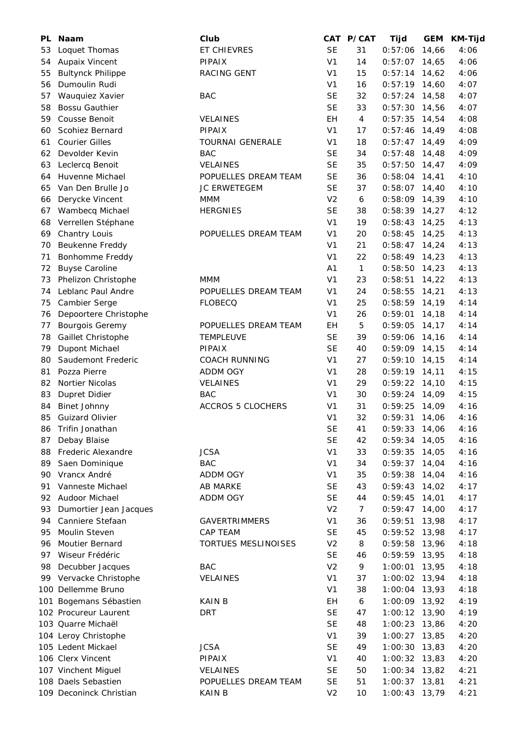| PL | Naam | Club | CAT | P/CAT | Tijd | GEM | KM-Tijd |
|---|---|---|---|---|---|---|---|
| 53 | Loquet Thomas | ET CHIEVRES | SE | 31 | 0:57:06 | 14,66 | 4:06 |
| 54 | Aupaix Vincent | PIPAIX | V1 | 14 | 0:57:07 | 14,65 | 4:06 |
| 55 | Bultynck Philippe | RACING GENT | V1 | 15 | 0:57:14 | 14,62 | 4:06 |
| 56 | Dumoulin Rudi | | V1 | 16 | 0:57:19 | 14,60 | 4:07 |
| 57 | Wauquiez Xavier | BAC | SE | 32 | 0:57:24 | 14,58 | 4:07 |
| 58 | Bossu Gauthier | | SE | 33 | 0:57:30 | 14,56 | 4:07 |
| 59 | Cousse Benoit | VELAINES | EH | 4 | 0:57:35 | 14,54 | 4:08 |
| 60 | Scohiez Bernard | PIPAIX | V1 | 17 | 0:57:46 | 14,49 | 4:08 |
| 61 | Courier Gilles | TOURNAI GENERALE | V1 | 18 | 0:57:47 | 14,49 | 4:09 |
| 62 | Devolder Kevin | BAC | SE | 34 | 0:57:48 | 14,48 | 4:09 |
| 63 | Leclercq Benoit | VELAINES | SE | 35 | 0:57:50 | 14,47 | 4:09 |
| 64 | Huvenne Michael | POPUELLES DREAM TEAM | SE | 36 | 0:58:04 | 14,41 | 4:10 |
| 65 | Van Den Brulle Jo | JC ERWETEGEM | SE | 37 | 0:58:07 | 14,40 | 4:10 |
| 66 | Derycke Vincent | MMM | V2 | 6 | 0:58:09 | 14,39 | 4:10 |
| 67 | Wambecq Michael | HERGNIES | SE | 38 | 0:58:39 | 14,27 | 4:12 |
| 68 | Verrellen Stéphane | | V1 | 19 | 0:58:43 | 14,25 | 4:13 |
| 69 | Chantry Louis | POPUELLES DREAM TEAM | V1 | 20 | 0:58:45 | 14,25 | 4:13 |
| 70 | Beukenne Freddy | | V1 | 21 | 0:58:47 | 14,24 | 4:13 |
| 71 | Bonhomme Freddy | | V1 | 22 | 0:58:49 | 14,23 | 4:13 |
| 72 | Buyse Caroline | | A1 | 1 | 0:58:50 | 14,23 | 4:13 |
| 73 | Phelizon Christophe | MMM | V1 | 23 | 0:58:51 | 14,22 | 4:13 |
| 74 | Leblanc Paul Andre | POPUELLES DREAM TEAM | V1 | 24 | 0:58:55 | 14,21 | 4:13 |
| 75 | Cambier Serge | FLOBECQ | V1 | 25 | 0:58:59 | 14,19 | 4:14 |
| 76 | Depoortere Christophe | | V1 | 26 | 0:59:01 | 14,18 | 4:14 |
| 77 | Bourgois Geremy | POPUELLES DREAM TEAM | EH | 5 | 0:59:05 | 14,17 | 4:14 |
| 78 | Gaillet Christophe | TEMPLEUVE | SE | 39 | 0:59:06 | 14,16 | 4:14 |
| 79 | Dupont Michael | PIPAIX | SE | 40 | 0:59:09 | 14,15 | 4:14 |
| 80 | Saudemont Frederic | COACH RUNNING | V1 | 27 | 0:59:10 | 14,15 | 4:14 |
| 81 | Pozza Pierre | ADDM OGY | V1 | 28 | 0:59:19 | 14,11 | 4:15 |
| 82 | Nortier Nicolas | VELAINES | V1 | 29 | 0:59:22 | 14,10 | 4:15 |
| 83 | Dupret Didier | BAC | V1 | 30 | 0:59:24 | 14,09 | 4:15 |
| 84 | Binet Johnny | ACCROS 5 CLOCHERS | V1 | 31 | 0:59:25 | 14,09 | 4:16 |
| 85 | Guizard Olivier | | V1 | 32 | 0:59:31 | 14,06 | 4:16 |
| 86 | Trifin Jonathan | | SE | 41 | 0:59:33 | 14,06 | 4:16 |
| 87 | Debay Blaise | | SE | 42 | 0:59:34 | 14,05 | 4:16 |
| 88 | Frederic Alexandre | JCSA | V1 | 33 | 0:59:35 | 14,05 | 4:16 |
| 89 | Saen Dominique | BAC | V1 | 34 | 0:59:37 | 14,04 | 4:16 |
| 90 | Vrancx André | ADDM OGY | V1 | 35 | 0:59:38 | 14,04 | 4:16 |
| 91 | Vanneste Michael | AB MARKE | SE | 43 | 0:59:43 | 14,02 | 4:17 |
| 92 | Audoor Michael | ADDM OGY | SE | 44 | 0:59:45 | 14,01 | 4:17 |
| 93 | Dumortier Jean Jacques | | V2 | 7 | 0:59:47 | 14,00 | 4:17 |
| 94 | Canniere Stefaan | GAVERTRIMMERS | V1 | 36 | 0:59:51 | 13,98 | 4:17 |
| 95 | Moulin Steven | CAP TEAM | SE | 45 | 0:59:52 | 13,98 | 4:17 |
| 96 | Moutier Bernard | TORTUES MESLINOISES | V2 | 8 | 0:59:58 | 13,96 | 4:18 |
| 97 | Wiseur Frédéric | | SE | 46 | 0:59:59 | 13,95 | 4:18 |
| 98 | Decubber Jacques | BAC | V2 | 9 | 1:00:01 | 13,95 | 4:18 |
| 99 | Vervacke Christophe | VELAINES | V1 | 37 | 1:00:02 | 13,94 | 4:18 |
| 100 | Dellemme Bruno | | V1 | 38 | 1:00:04 | 13,93 | 4:18 |
| 101 | Bogemans Sébastien | KAIN B | EH | 6 | 1:00:09 | 13,92 | 4:19 |
| 102 | Procureur Laurent | DRT | SE | 47 | 1:00:12 | 13,90 | 4:19 |
| 103 | Quarre Michaël | | SE | 48 | 1:00:23 | 13,86 | 4:20 |
| 104 | Leroy Christophe | | V1 | 39 | 1:00:27 | 13,85 | 4:20 |
| 105 | Ledent Mickael | JCSA | SE | 49 | 1:00:30 | 13,83 | 4:20 |
| 106 | Clerx Vincent | PIPAIX | V1 | 40 | 1:00:32 | 13,83 | 4:20 |
| 107 | Vinchent Miguel | VELAINES | SE | 50 | 1:00:34 | 13,82 | 4:21 |
| 108 | Daels Sebastien | POPUELLES DREAM TEAM | SE | 51 | 1:00:37 | 13,81 | 4:21 |
| 109 | Deconinck Christian | KAIN B | V2 | 10 | 1:00:43 | 13,79 | 4:21 |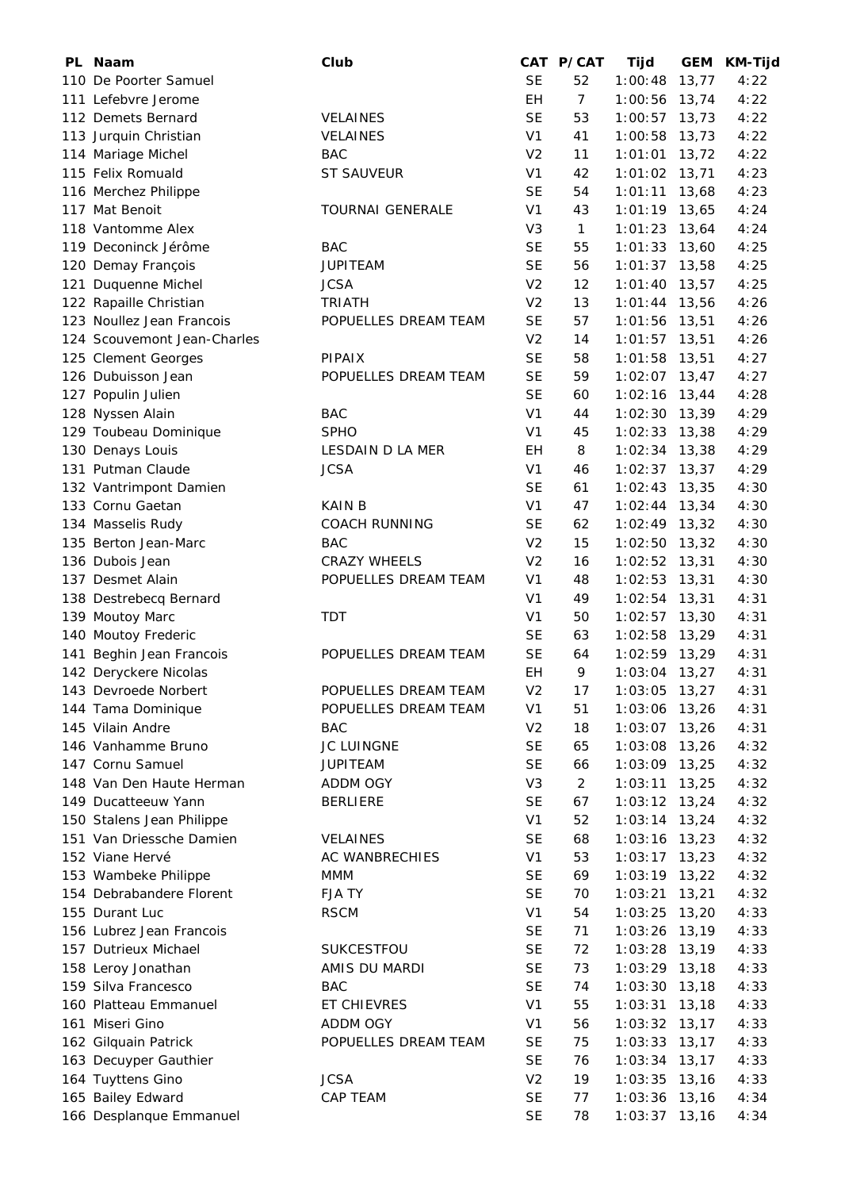| PL | Naam | Club | CAT | P/CAT | Tijd | GEM | KM-Tijd |
|---|---|---|---|---|---|---|---|
| 110 | De Poorter Samuel | | SE | 52 | 1:00:48 | 13,77 | 4:22 |
| 111 | Lefebvre Jerome | | EH | 7 | 1:00:56 | 13,74 | 4:22 |
| 112 | Demets Bernard | VELAINES | SE | 53 | 1:00:57 | 13,73 | 4:22 |
| 113 | Jurquin Christian | VELAINES | V1 | 41 | 1:00:58 | 13,73 | 4:22 |
| 114 | Mariage Michel | BAC | V2 | 11 | 1:01:01 | 13,72 | 4:22 |
| 115 | Felix Romuald | ST SAUVEUR | V1 | 42 | 1:01:02 | 13,71 | 4:23 |
| 116 | Merchez Philippe | | SE | 54 | 1:01:11 | 13,68 | 4:23 |
| 117 | Mat Benoit | TOURNAI GENERALE | V1 | 43 | 1:01:19 | 13,65 | 4:24 |
| 118 | Vantomme Alex | | V3 | 1 | 1:01:23 | 13,64 | 4:24 |
| 119 | Deconinck Jérôme | BAC | SE | 55 | 1:01:33 | 13,60 | 4:25 |
| 120 | Demay François | JUPITEAM | SE | 56 | 1:01:37 | 13,58 | 4:25 |
| 121 | Duquenne Michel | JCSA | V2 | 12 | 1:01:40 | 13,57 | 4:25 |
| 122 | Rapaille Christian | TRIATH | V2 | 13 | 1:01:44 | 13,56 | 4:26 |
| 123 | Noullez Jean Francois | POPUELLES DREAM TEAM | SE | 57 | 1:01:56 | 13,51 | 4:26 |
| 124 | Scouvemont Jean-Charles | | V2 | 14 | 1:01:57 | 13,51 | 4:26 |
| 125 | Clement Georges | PIPAIX | SE | 58 | 1:01:58 | 13,51 | 4:27 |
| 126 | Dubuisson Jean | POPUELLES DREAM TEAM | SE | 59 | 1:02:07 | 13,47 | 4:27 |
| 127 | Populin Julien | | SE | 60 | 1:02:16 | 13,44 | 4:28 |
| 128 | Nyssen Alain | BAC | V1 | 44 | 1:02:30 | 13,39 | 4:29 |
| 129 | Toubeau Dominique | SPHO | V1 | 45 | 1:02:33 | 13,38 | 4:29 |
| 130 | Denays Louis | LESDAIN D LA MER | EH | 8 | 1:02:34 | 13,38 | 4:29 |
| 131 | Putman Claude | JCSA | V1 | 46 | 1:02:37 | 13,37 | 4:29 |
| 132 | Vantrimpont Damien | | SE | 61 | 1:02:43 | 13,35 | 4:30 |
| 133 | Cornu Gaetan | KAIN B | V1 | 47 | 1:02:44 | 13,34 | 4:30 |
| 134 | Masselis Rudy | COACH RUNNING | SE | 62 | 1:02:49 | 13,32 | 4:30 |
| 135 | Berton Jean-Marc | BAC | V2 | 15 | 1:02:50 | 13,32 | 4:30 |
| 136 | Dubois Jean | CRAZY WHEELS | V2 | 16 | 1:02:52 | 13,31 | 4:30 |
| 137 | Desmet Alain | POPUELLES DREAM TEAM | V1 | 48 | 1:02:53 | 13,31 | 4:30 |
| 138 | Destrebecq Bernard | | V1 | 49 | 1:02:54 | 13,31 | 4:31 |
| 139 | Moutoy Marc | TDT | V1 | 50 | 1:02:57 | 13,30 | 4:31 |
| 140 | Moutoy Frederic | | SE | 63 | 1:02:58 | 13,29 | 4:31 |
| 141 | Beghin Jean Francois | POPUELLES DREAM TEAM | SE | 64 | 1:02:59 | 13,29 | 4:31 |
| 142 | Deryckere Nicolas | | EH | 9 | 1:03:04 | 13,27 | 4:31 |
| 143 | Devroede Norbert | POPUELLES DREAM TEAM | V2 | 17 | 1:03:05 | 13,27 | 4:31 |
| 144 | Tama Dominique | POPUELLES DREAM TEAM | V1 | 51 | 1:03:06 | 13,26 | 4:31 |
| 145 | Vilain Andre | BAC | V2 | 18 | 1:03:07 | 13,26 | 4:31 |
| 146 | Vanhamme Bruno | JC LUINGNE | SE | 65 | 1:03:08 | 13,26 | 4:32 |
| 147 | Cornu Samuel | JUPITEAM | SE | 66 | 1:03:09 | 13,25 | 4:32 |
| 148 | Van Den Haute Herman | ADDM OGY | V3 | 2 | 1:03:11 | 13,25 | 4:32 |
| 149 | Ducatteeuw Yann | BERLIERE | SE | 67 | 1:03:12 | 13,24 | 4:32 |
| 150 | Stalens Jean Philippe | | V1 | 52 | 1:03:14 | 13,24 | 4:32 |
| 151 | Van Driessche Damien | VELAINES | SE | 68 | 1:03:16 | 13,23 | 4:32 |
| 152 | Viane Hervé | AC WANBRECHIES | V1 | 53 | 1:03:17 | 13,23 | 4:32 |
| 153 | Wambeke Philippe | MMM | SE | 69 | 1:03:19 | 13,22 | 4:32 |
| 154 | Debrabandere Florent | FJA TY | SE | 70 | 1:03:21 | 13,21 | 4:32 |
| 155 | Durant Luc | RSCM | V1 | 54 | 1:03:25 | 13,20 | 4:33 |
| 156 | Lubrez Jean Francois | | SE | 71 | 1:03:26 | 13,19 | 4:33 |
| 157 | Dutrieux Michael | SUKCESTFOU | SE | 72 | 1:03:28 | 13,19 | 4:33 |
| 158 | Leroy Jonathan | AMIS DU MARDI | SE | 73 | 1:03:29 | 13,18 | 4:33 |
| 159 | Silva Francesco | BAC | SE | 74 | 1:03:30 | 13,18 | 4:33 |
| 160 | Platteau Emmanuel | ET CHIEVRES | V1 | 55 | 1:03:31 | 13,18 | 4:33 |
| 161 | Miseri Gino | ADDM OGY | V1 | 56 | 1:03:32 | 13,17 | 4:33 |
| 162 | Gilquain Patrick | POPUELLES DREAM TEAM | SE | 75 | 1:03:33 | 13,17 | 4:33 |
| 163 | Decuyper Gauthier | | SE | 76 | 1:03:34 | 13,17 | 4:33 |
| 164 | Tuyttens Gino | JCSA | V2 | 19 | 1:03:35 | 13,16 | 4:33 |
| 165 | Bailey Edward | CAP TEAM | SE | 77 | 1:03:36 | 13,16 | 4:34 |
| 166 | Desplanque Emmanuel | | SE | 78 | 1:03:37 | 13,16 | 4:34 |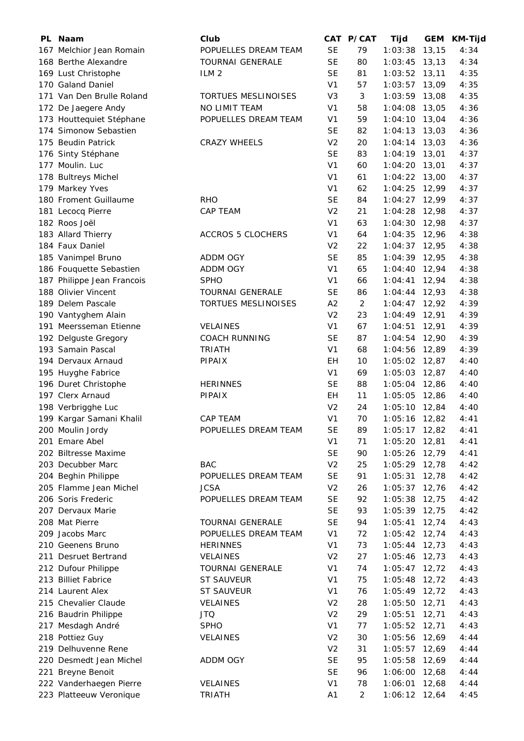| PL | Naam | Club | CAT | P/CAT | Tijd | GEM | KM-Tijd |
|---|---|---|---|---|---|---|---|
| 167 | Melchior Jean Romain | POPUELLES DREAM TEAM | SE | 79 | 1:03:38 | 13,15 | 4:34 |
| 168 | Berthe Alexandre | TOURNAI GENERALE | SE | 80 | 1:03:45 | 13,13 | 4:34 |
| 169 | Lust Christophe | ILM 2 | SE | 81 | 1:03:52 | 13,11 | 4:35 |
| 170 | Galand Daniel | | V1 | 57 | 1:03:57 | 13,09 | 4:35 |
| 171 | Van Den Brulle Roland | TORTUES MESLINOISES | V3 | 3 | 1:03:59 | 13,08 | 4:35 |
| 172 | De Jaegere Andy | NO LIMIT TEAM | V1 | 58 | 1:04:08 | 13,05 | 4:36 |
| 173 | Houttequiet Stéphane | POPUELLES DREAM TEAM | V1 | 59 | 1:04:10 | 13,04 | 4:36 |
| 174 | Simonow Sebastien | | SE | 82 | 1:04:13 | 13,03 | 4:36 |
| 175 | Beudin Patrick | CRAZY WHEELS | V2 | 20 | 1:04:14 | 13,03 | 4:36 |
| 176 | Sinty Stéphane | | SE | 83 | 1:04:19 | 13,01 | 4:37 |
| 177 | Moulin. Luc | | V1 | 60 | 1:04:20 | 13,01 | 4:37 |
| 178 | Bultreys Michel | | V1 | 61 | 1:04:22 | 13,00 | 4:37 |
| 179 | Markey Yves | | V1 | 62 | 1:04:25 | 12,99 | 4:37 |
| 180 | Froment Guillaume | RHO | SE | 84 | 1:04:27 | 12,99 | 4:37 |
| 181 | Lecocq Pierre | CAP TEAM | V2 | 21 | 1:04:28 | 12,98 | 4:37 |
| 182 | Roos Joël | | V1 | 63 | 1:04:30 | 12,98 | 4:37 |
| 183 | Allard Thierry | ACCROS 5 CLOCHERS | V1 | 64 | 1:04:35 | 12,96 | 4:38 |
| 184 | Faux Daniel | | V2 | 22 | 1:04:37 | 12,95 | 4:38 |
| 185 | Vanimpel Bruno | ADDM OGY | SE | 85 | 1:04:39 | 12,95 | 4:38 |
| 186 | Fouquette Sebastien | ADDM OGY | V1 | 65 | 1:04:40 | 12,94 | 4:38 |
| 187 | Philippe Jean Francois | SPHO | V1 | 66 | 1:04:41 | 12,94 | 4:38 |
| 188 | Olivier Vincent | TOURNAI GENERALE | SE | 86 | 1:04:44 | 12,93 | 4:38 |
| 189 | Delem Pascale | TORTUES MESLINOISES | A2 | 2 | 1:04:47 | 12,92 | 4:39 |
| 190 | Vantyghem Alain | | V2 | 23 | 1:04:49 | 12,91 | 4:39 |
| 191 | Meersseman Etienne | VELAINES | V1 | 67 | 1:04:51 | 12,91 | 4:39 |
| 192 | Delguste Gregory | COACH RUNNING | SE | 87 | 1:04:54 | 12,90 | 4:39 |
| 193 | Samain Pascal | TRIATH | V1 | 68 | 1:04:56 | 12,89 | 4:39 |
| 194 | Dervaux Arnaud | PIPAIX | EH | 10 | 1:05:02 | 12,87 | 4:40 |
| 195 | Huyghe Fabrice | | V1 | 69 | 1:05:03 | 12,87 | 4:40 |
| 196 | Duret Christophe | HERINNES | SE | 88 | 1:05:04 | 12,86 | 4:40 |
| 197 | Clerx Arnaud | PIPAIX | EH | 11 | 1:05:05 | 12,86 | 4:40 |
| 198 | Verbrigghe Luc | | V2 | 24 | 1:05:10 | 12,84 | 4:40 |
| 199 | Kargar Samani Khalil | CAP TEAM | V1 | 70 | 1:05:16 | 12,82 | 4:41 |
| 200 | Moulin Jordy | POPUELLES DREAM TEAM | SE | 89 | 1:05:17 | 12,82 | 4:41 |
| 201 | Emare Abel | | V1 | 71 | 1:05:20 | 12,81 | 4:41 |
| 202 | Biltresse Maxime | | SE | 90 | 1:05:26 | 12,79 | 4:41 |
| 203 | Decubber Marc | BAC | V2 | 25 | 1:05:29 | 12,78 | 4:42 |
| 204 | Beghin Philippe | POPUELLES DREAM TEAM | SE | 91 | 1:05:31 | 12,78 | 4:42 |
| 205 | Flamme Jean Michel | JCSA | V2 | 26 | 1:05:37 | 12,76 | 4:42 |
| 206 | Soris Frederic | POPUELLES DREAM TEAM | SE | 92 | 1:05:38 | 12,75 | 4:42 |
| 207 | Dervaux Marie | | SE | 93 | 1:05:39 | 12,75 | 4:42 |
| 208 | Mat Pierre | TOURNAI GENERALE | SE | 94 | 1:05:41 | 12,74 | 4:43 |
| 209 | Jacobs Marc | POPUELLES DREAM TEAM | V1 | 72 | 1:05:42 | 12,74 | 4:43 |
| 210 | Geenens Bruno | HERINNES | V1 | 73 | 1:05:44 | 12,73 | 4:43 |
| 211 | Desruet Bertrand | VELAINES | V2 | 27 | 1:05:46 | 12,73 | 4:43 |
| 212 | Dufour Philippe | TOURNAI GENERALE | V1 | 74 | 1:05:47 | 12,72 | 4:43 |
| 213 | Billiet Fabrice | ST SAUVEUR | V1 | 75 | 1:05:48 | 12,72 | 4:43 |
| 214 | Laurent Alex | ST SAUVEUR | V1 | 76 | 1:05:49 | 12,72 | 4:43 |
| 215 | Chevalier Claude | VELAINES | V2 | 28 | 1:05:50 | 12,71 | 4:43 |
| 216 | Baudrin Philippe | JTQ | V2 | 29 | 1:05:51 | 12,71 | 4:43 |
| 217 | Mesdagh André | SPHO | V1 | 77 | 1:05:52 | 12,71 | 4:43 |
| 218 | Pottiez Guy | VELAINES | V2 | 30 | 1:05:56 | 12,69 | 4:44 |
| 219 | Delhuvenne Rene | | V2 | 31 | 1:05:57 | 12,69 | 4:44 |
| 220 | Desmedt Jean Michel | ADDM OGY | SE | 95 | 1:05:58 | 12,69 | 4:44 |
| 221 | Breyne Benoit | | SE | 96 | 1:06:00 | 12,68 | 4:44 |
| 222 | Vanderhaegen Pierre | VELAINES | V1 | 78 | 1:06:01 | 12,68 | 4:44 |
| 223 | Platteeuw Veronique | TRIATH | A1 | 2 | 1:06:12 | 12,64 | 4:45 |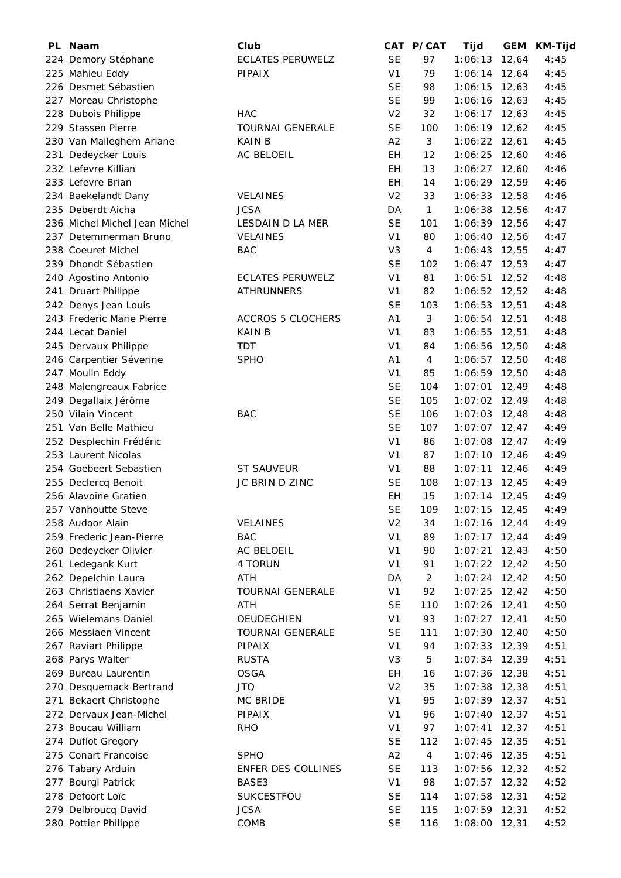| PL | Naam | Club | CAT | P/CAT | Tijd | GEM | KM-Tijd |
|---|---|---|---|---|---|---|---|
| 224 | Demory Stéphane | ECLATES PERUWELZ | SE | 97 | 1:06:13 | 12,64 | 4:45 |
| 225 | Mahieu Eddy | PIPAIX | V1 | 79 | 1:06:14 | 12,64 | 4:45 |
| 226 | Desmet Sébastien | | SE | 98 | 1:06:15 | 12,63 | 4:45 |
| 227 | Moreau Christophe | | SE | 99 | 1:06:16 | 12,63 | 4:45 |
| 228 | Dubois Philippe | HAC | V2 | 32 | 1:06:17 | 12,63 | 4:45 |
| 229 | Stassen Pierre | TOURNAI GENERALE | SE | 100 | 1:06:19 | 12,62 | 4:45 |
| 230 | Van Malleghem Ariane | KAIN B | A2 | 3 | 1:06:22 | 12,61 | 4:45 |
| 231 | Dedeycker Louis | AC BELOEIL | EH | 12 | 1:06:25 | 12,60 | 4:46 |
| 232 | Lefevre Killian | | EH | 13 | 1:06:27 | 12,60 | 4:46 |
| 233 | Lefevre Brian | | EH | 14 | 1:06:29 | 12,59 | 4:46 |
| 234 | Baekelandt Dany | VELAINES | V2 | 33 | 1:06:33 | 12,58 | 4:46 |
| 235 | Deberdt Aicha | JCSA | DA | 1 | 1:06:38 | 12,56 | 4:47 |
| 236 | Michel Michel Jean Michel | LESDAIN D LA MER | SE | 101 | 1:06:39 | 12,56 | 4:47 |
| 237 | Detemmerman Bruno | VELAINES | V1 | 80 | 1:06:40 | 12,56 | 4:47 |
| 238 | Coeuret Michel | BAC | V3 | 4 | 1:06:43 | 12,55 | 4:47 |
| 239 | Dhondt Sébastien | | SE | 102 | 1:06:47 | 12,53 | 4:47 |
| 240 | Agostino Antonio | ECLATES PERUWELZ | V1 | 81 | 1:06:51 | 12,52 | 4:48 |
| 241 | Druart Philippe | ATHRUNNERS | V1 | 82 | 1:06:52 | 12,52 | 4:48 |
| 242 | Denys Jean Louis | | SE | 103 | 1:06:53 | 12,51 | 4:48 |
| 243 | Frederic Marie Pierre | ACCROS 5 CLOCHERS | A1 | 3 | 1:06:54 | 12,51 | 4:48 |
| 244 | Lecat Daniel | KAIN B | V1 | 83 | 1:06:55 | 12,51 | 4:48 |
| 245 | Dervaux Philippe | TDT | V1 | 84 | 1:06:56 | 12,50 | 4:48 |
| 246 | Carpentier Séverine | SPHO | A1 | 4 | 1:06:57 | 12,50 | 4:48 |
| 247 | Moulin Eddy | | V1 | 85 | 1:06:59 | 12,50 | 4:48 |
| 248 | Malengreaux Fabrice | | SE | 104 | 1:07:01 | 12,49 | 4:48 |
| 249 | Degallaix Jérôme | | SE | 105 | 1:07:02 | 12,49 | 4:48 |
| 250 | Vilain Vincent | BAC | SE | 106 | 1:07:03 | 12,48 | 4:48 |
| 251 | Van Belle Mathieu | | SE | 107 | 1:07:07 | 12,47 | 4:49 |
| 252 | Desplechin Frédéric | | V1 | 86 | 1:07:08 | 12,47 | 4:49 |
| 253 | Laurent Nicolas | | V1 | 87 | 1:07:10 | 12,46 | 4:49 |
| 254 | Goebeert Sebastien | ST SAUVEUR | V1 | 88 | 1:07:11 | 12,46 | 4:49 |
| 255 | Declercq Benoit | JC BRIN D ZINC | SE | 108 | 1:07:13 | 12,45 | 4:49 |
| 256 | Alavoine Gratien | | EH | 15 | 1:07:14 | 12,45 | 4:49 |
| 257 | Vanhoutte Steve | | SE | 109 | 1:07:15 | 12,45 | 4:49 |
| 258 | Audoor Alain | VELAINES | V2 | 34 | 1:07:16 | 12,44 | 4:49 |
| 259 | Frederic Jean-Pierre | BAC | V1 | 89 | 1:07:17 | 12,44 | 4:49 |
| 260 | Dedeycker Olivier | AC BELOEIL | V1 | 90 | 1:07:21 | 12,43 | 4:50 |
| 261 | Ledegank Kurt | 4 TORUN | V1 | 91 | 1:07:22 | 12,42 | 4:50 |
| 262 | Depelchin Laura | ATH | DA | 2 | 1:07:24 | 12,42 | 4:50 |
| 263 | Christiaens Xavier | TOURNAI GENERALE | V1 | 92 | 1:07:25 | 12,42 | 4:50 |
| 264 | Serrat Benjamin | ATH | SE | 110 | 1:07:26 | 12,41 | 4:50 |
| 265 | Wielemans Daniel | OEUDEGHIEN | V1 | 93 | 1:07:27 | 12,41 | 4:50 |
| 266 | Messiaen Vincent | TOURNAI GENERALE | SE | 111 | 1:07:30 | 12,40 | 4:50 |
| 267 | Raviart Philippe | PIPAIX | V1 | 94 | 1:07:33 | 12,39 | 4:51 |
| 268 | Parys Walter | RUSTA | V3 | 5 | 1:07:34 | 12,39 | 4:51 |
| 269 | Bureau Laurentin | OSGA | EH | 16 | 1:07:36 | 12,38 | 4:51 |
| 270 | Desquemack Bertrand | JTQ | V2 | 35 | 1:07:38 | 12,38 | 4:51 |
| 271 | Bekaert Christophe | MC BRIDE | V1 | 95 | 1:07:39 | 12,37 | 4:51 |
| 272 | Dervaux Jean-Michel | PIPAIX | V1 | 96 | 1:07:40 | 12,37 | 4:51 |
| 273 | Boucau William | RHO | V1 | 97 | 1:07:41 | 12,37 | 4:51 |
| 274 | Duflot Gregory | | SE | 112 | 1:07:45 | 12,35 | 4:51 |
| 275 | Conart Francoise | SPHO | A2 | 4 | 1:07:46 | 12,35 | 4:51 |
| 276 | Tabary Arduin | ENFER DES COLLINES | SE | 113 | 1:07:56 | 12,32 | 4:52 |
| 277 | Bourgi Patrick | BASE3 | V1 | 98 | 1:07:57 | 12,32 | 4:52 |
| 278 | Defoort Loïc | SUKCESTFOU | SE | 114 | 1:07:58 | 12,31 | 4:52 |
| 279 | Delbroucq David | JCSA | SE | 115 | 1:07:59 | 12,31 | 4:52 |
| 280 | Pottier Philippe | COMB | SE | 116 | 1:08:00 | 12,31 | 4:52 |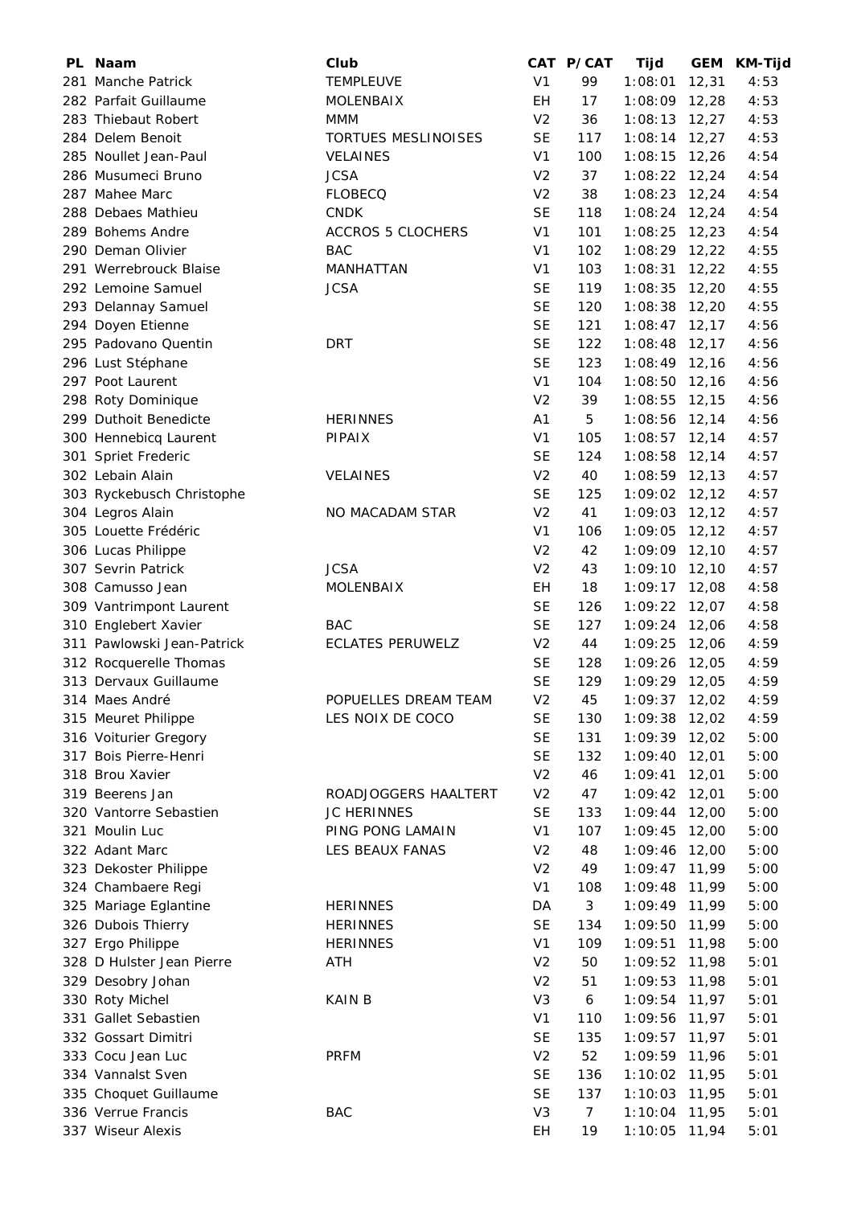| PL | Naam | Club | CAT | P/CAT | Tijd | GEM | KM-Tijd |
|---|---|---|---|---|---|---|---|
| 281 | Manche Patrick | TEMPLEUVE | V1 | 99 | 1:08:01 | 12,31 | 4:53 |
| 282 | Parfait Guillaume | MOLENBAIX | EH | 17 | 1:08:09 | 12,28 | 4:53 |
| 283 | Thiebaut Robert | MMM | V2 | 36 | 1:08:13 | 12,27 | 4:53 |
| 284 | Delem Benoit | TORTUES MESLINOISES | SE | 117 | 1:08:14 | 12,27 | 4:53 |
| 285 | Noullet Jean-Paul | VELAINES | V1 | 100 | 1:08:15 | 12,26 | 4:54 |
| 286 | Musumeci Bruno | JCSA | V2 | 37 | 1:08:22 | 12,24 | 4:54 |
| 287 | Mahee Marc | FLOBECQ | V2 | 38 | 1:08:23 | 12,24 | 4:54 |
| 288 | Debaes Mathieu | CNDK | SE | 118 | 1:08:24 | 12,24 | 4:54 |
| 289 | Bohems Andre | ACCROS 5 CLOCHERS | V1 | 101 | 1:08:25 | 12,23 | 4:54 |
| 290 | Deman Olivier | BAC | V1 | 102 | 1:08:29 | 12,22 | 4:55 |
| 291 | Werrebrouck Blaise | MANHATTAN | V1 | 103 | 1:08:31 | 12,22 | 4:55 |
| 292 | Lemoine Samuel | JCSA | SE | 119 | 1:08:35 | 12,20 | 4:55 |
| 293 | Delannay Samuel | | SE | 120 | 1:08:38 | 12,20 | 4:55 |
| 294 | Doyen Etienne | | SE | 121 | 1:08:47 | 12,17 | 4:56 |
| 295 | Padovano Quentin | DRT | SE | 122 | 1:08:48 | 12,17 | 4:56 |
| 296 | Lust Stéphane | | SE | 123 | 1:08:49 | 12,16 | 4:56 |
| 297 | Poot Laurent | | V1 | 104 | 1:08:50 | 12,16 | 4:56 |
| 298 | Roty Dominique | | V2 | 39 | 1:08:55 | 12,15 | 4:56 |
| 299 | Duthoit Benedicte | HERINNES | A1 | 5 | 1:08:56 | 12,14 | 4:56 |
| 300 | Hennebicq Laurent | PIPAIX | V1 | 105 | 1:08:57 | 12,14 | 4:57 |
| 301 | Spriet Frederic | | SE | 124 | 1:08:58 | 12,14 | 4:57 |
| 302 | Lebain Alain | VELAINES | V2 | 40 | 1:08:59 | 12,13 | 4:57 |
| 303 | Ryckebusch Christophe | | SE | 125 | 1:09:02 | 12,12 | 4:57 |
| 304 | Legros Alain | NO MACADAM STAR | V2 | 41 | 1:09:03 | 12,12 | 4:57 |
| 305 | Louette Frédéric | | V1 | 106 | 1:09:05 | 12,12 | 4:57 |
| 306 | Lucas Philippe | | V2 | 42 | 1:09:09 | 12,10 | 4:57 |
| 307 | Sevrin Patrick | JCSA | V2 | 43 | 1:09:10 | 12,10 | 4:57 |
| 308 | Camusso Jean | MOLENBAIX | EH | 18 | 1:09:17 | 12,08 | 4:58 |
| 309 | Vantrimpont Laurent | | SE | 126 | 1:09:22 | 12,07 | 4:58 |
| 310 | Englebert Xavier | BAC | SE | 127 | 1:09:24 | 12,06 | 4:58 |
| 311 | Pawlowski Jean-Patrick | ECLATES PERUWELZ | V2 | 44 | 1:09:25 | 12,06 | 4:59 |
| 312 | Rocquerelle Thomas | | SE | 128 | 1:09:26 | 12,05 | 4:59 |
| 313 | Dervaux Guillaume | | SE | 129 | 1:09:29 | 12,05 | 4:59 |
| 314 | Maes André | POPUELLES DREAM TEAM | V2 | 45 | 1:09:37 | 12,02 | 4:59 |
| 315 | Meuret Philippe | LES NOIX DE COCO | SE | 130 | 1:09:38 | 12,02 | 4:59 |
| 316 | Voiturier Gregory | | SE | 131 | 1:09:39 | 12,02 | 5:00 |
| 317 | Bois Pierre-Henri | | SE | 132 | 1:09:40 | 12,01 | 5:00 |
| 318 | Brou Xavier | | V2 | 46 | 1:09:41 | 12,01 | 5:00 |
| 319 | Beerens Jan | ROADJOGGERS HAALTERT | V2 | 47 | 1:09:42 | 12,01 | 5:00 |
| 320 | Vantorre Sebastien | JC HERINNES | SE | 133 | 1:09:44 | 12,00 | 5:00 |
| 321 | Moulin Luc | PING PONG LAMAIN | V1 | 107 | 1:09:45 | 12,00 | 5:00 |
| 322 | Adant Marc | LES BEAUX FANAS | V2 | 48 | 1:09:46 | 12,00 | 5:00 |
| 323 | Dekoster Philippe | | V2 | 49 | 1:09:47 | 11,99 | 5:00 |
| 324 | Chambaere Regi | | V1 | 108 | 1:09:48 | 11,99 | 5:00 |
| 325 | Mariage Eglantine | HERINNES | DA | 3 | 1:09:49 | 11,99 | 5:00 |
| 326 | Dubois Thierry | HERINNES | SE | 134 | 1:09:50 | 11,99 | 5:00 |
| 327 | Ergo Philippe | HERINNES | V1 | 109 | 1:09:51 | 11,98 | 5:00 |
| 328 | D Hulster Jean Pierre | ATH | V2 | 50 | 1:09:52 | 11,98 | 5:01 |
| 329 | Desobry Johan | | V2 | 51 | 1:09:53 | 11,98 | 5:01 |
| 330 | Roty Michel | KAIN B | V3 | 6 | 1:09:54 | 11,97 | 5:01 |
| 331 | Gallet Sebastien | | V1 | 110 | 1:09:56 | 11,97 | 5:01 |
| 332 | Gossart Dimitri | | SE | 135 | 1:09:57 | 11,97 | 5:01 |
| 333 | Cocu Jean Luc | PRFM | V2 | 52 | 1:09:59 | 11,96 | 5:01 |
| 334 | Vannalst Sven | | SE | 136 | 1:10:02 | 11,95 | 5:01 |
| 335 | Choquet Guillaume | | SE | 137 | 1:10:03 | 11,95 | 5:01 |
| 336 | Verrue Francis | BAC | V3 | 7 | 1:10:04 | 11,95 | 5:01 |
| 337 | Wiseur Alexis | | EH | 19 | 1:10:05 | 11,94 | 5:01 |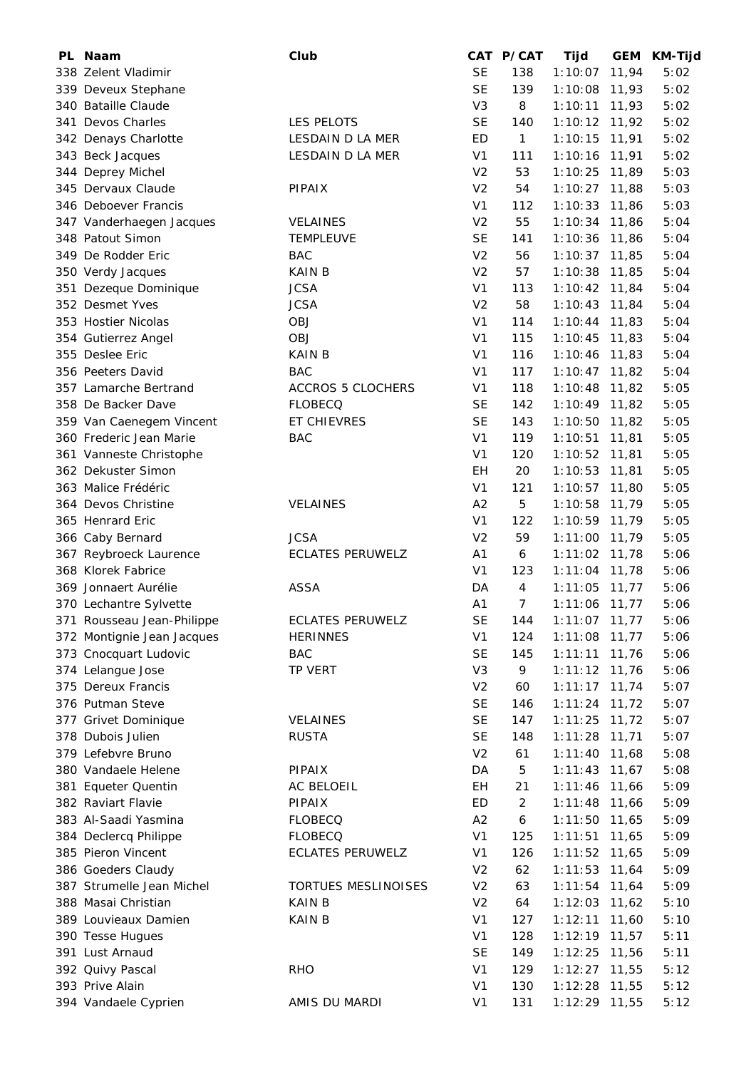| PL | Naam | Club | CAT | P/CAT | Tijd | GEM | KM-Tijd |
|---|---|---|---|---|---|---|---|
| 338 | Zelent Vladimir | | SE | 138 | 1:10:07 | 11,94 | 5:02 |
| 339 | Deveux Stephane | | SE | 139 | 1:10:08 | 11,93 | 5:02 |
| 340 | Bataille Claude | | V3 | 8 | 1:10:11 | 11,93 | 5:02 |
| 341 | Devos Charles | LES PELOTS | SE | 140 | 1:10:12 | 11,92 | 5:02 |
| 342 | Denays Charlotte | LESDAIN D LA MER | ED | 1 | 1:10:15 | 11,91 | 5:02 |
| 343 | Beck Jacques | LESDAIN D LA MER | V1 | 111 | 1:10:16 | 11,91 | 5:02 |
| 344 | Deprey Michel | | V2 | 53 | 1:10:25 | 11,89 | 5:03 |
| 345 | Dervaux Claude | PIPAIX | V2 | 54 | 1:10:27 | 11,88 | 5:03 |
| 346 | Deboever Francis | | V1 | 112 | 1:10:33 | 11,86 | 5:03 |
| 347 | Vanderhaegen Jacques | VELAINES | V2 | 55 | 1:10:34 | 11,86 | 5:04 |
| 348 | Patout Simon | TEMPLEUVE | SE | 141 | 1:10:36 | 11,86 | 5:04 |
| 349 | De Rodder Eric | BAC | V2 | 56 | 1:10:37 | 11,85 | 5:04 |
| 350 | Verdy Jacques | KAIN B | V2 | 57 | 1:10:38 | 11,85 | 5:04 |
| 351 | Dezeque Dominique | JCSA | V1 | 113 | 1:10:42 | 11,84 | 5:04 |
| 352 | Desmet Yves | JCSA | V2 | 58 | 1:10:43 | 11,84 | 5:04 |
| 353 | Hostier Nicolas | OBJ | V1 | 114 | 1:10:44 | 11,83 | 5:04 |
| 354 | Gutierrez Angel | OBJ | V1 | 115 | 1:10:45 | 11,83 | 5:04 |
| 355 | Deslee Eric | KAIN B | V1 | 116 | 1:10:46 | 11,83 | 5:04 |
| 356 | Peeters David | BAC | V1 | 117 | 1:10:47 | 11,82 | 5:04 |
| 357 | Lamarche Bertrand | ACCROS 5 CLOCHERS | V1 | 118 | 1:10:48 | 11,82 | 5:05 |
| 358 | De Backer Dave | FLOBECQ | SE | 142 | 1:10:49 | 11,82 | 5:05 |
| 359 | Van Caenegem Vincent | ET CHIEVRES | SE | 143 | 1:10:50 | 11,82 | 5:05 |
| 360 | Frederic Jean Marie | BAC | V1 | 119 | 1:10:51 | 11,81 | 5:05 |
| 361 | Vanneste Christophe | | V1 | 120 | 1:10:52 | 11,81 | 5:05 |
| 362 | Dekuster Simon | | EH | 20 | 1:10:53 | 11,81 | 5:05 |
| 363 | Malice Frédéric | | V1 | 121 | 1:10:57 | 11,80 | 5:05 |
| 364 | Devos Christine | VELAINES | A2 | 5 | 1:10:58 | 11,79 | 5:05 |
| 365 | Henrard Eric | | V1 | 122 | 1:10:59 | 11,79 | 5:05 |
| 366 | Caby Bernard | JCSA | V2 | 59 | 1:11:00 | 11,79 | 5:05 |
| 367 | Reybroeck Laurence | ECLATES PERUWELZ | A1 | 6 | 1:11:02 | 11,78 | 5:06 |
| 368 | Klorek Fabrice | | V1 | 123 | 1:11:04 | 11,78 | 5:06 |
| 369 | Jonnaert Aurélie | ASSA | DA | 4 | 1:11:05 | 11,77 | 5:06 |
| 370 | Lechantre Sylvette | | A1 | 7 | 1:11:06 | 11,77 | 5:06 |
| 371 | Rousseau Jean-Philippe | ECLATES PERUWELZ | SE | 144 | 1:11:07 | 11,77 | 5:06 |
| 372 | Montignie Jean Jacques | HERINNES | V1 | 124 | 1:11:08 | 11,77 | 5:06 |
| 373 | Cnocquart Ludovic | BAC | SE | 145 | 1:11:11 | 11,76 | 5:06 |
| 374 | Lelangue Jose | TP VERT | V3 | 9 | 1:11:12 | 11,76 | 5:06 |
| 375 | Dereux Francis | | V2 | 60 | 1:11:17 | 11,74 | 5:07 |
| 376 | Putman Steve | | SE | 146 | 1:11:24 | 11,72 | 5:07 |
| 377 | Grivet Dominique | VELAINES | SE | 147 | 1:11:25 | 11,72 | 5:07 |
| 378 | Dubois Julien | RUSTA | SE | 148 | 1:11:28 | 11,71 | 5:07 |
| 379 | Lefebvre Bruno | | V2 | 61 | 1:11:40 | 11,68 | 5:08 |
| 380 | Vandaele Helene | PIPAIX | DA | 5 | 1:11:43 | 11,67 | 5:08 |
| 381 | Equeter Quentin | AC BELOEIL | EH | 21 | 1:11:46 | 11,66 | 5:09 |
| 382 | Raviart Flavie | PIPAIX | ED | 2 | 1:11:48 | 11,66 | 5:09 |
| 383 | Al-Saadi Yasmina | FLOBECQ | A2 | 6 | 1:11:50 | 11,65 | 5:09 |
| 384 | Declercq Philippe | FLOBECQ | V1 | 125 | 1:11:51 | 11,65 | 5:09 |
| 385 | Pieron Vincent | ECLATES PERUWELZ | V1 | 126 | 1:11:52 | 11,65 | 5:09 |
| 386 | Goeders Claudy | | V2 | 62 | 1:11:53 | 11,64 | 5:09 |
| 387 | Strumelle Jean Michel | TORTUES MESLINOISES | V2 | 63 | 1:11:54 | 11,64 | 5:09 |
| 388 | Masai Christian | KAIN B | V2 | 64 | 1:12:03 | 11,62 | 5:10 |
| 389 | Louvieaux Damien | KAIN B | V1 | 127 | 1:12:11 | 11,60 | 5:10 |
| 390 | Tesse Hugues | | V1 | 128 | 1:12:19 | 11,57 | 5:11 |
| 391 | Lust Arnaud | | SE | 149 | 1:12:25 | 11,56 | 5:11 |
| 392 | Quivy Pascal | RHO | V1 | 129 | 1:12:27 | 11,55 | 5:12 |
| 393 | Prive Alain | | V1 | 130 | 1:12:28 | 11,55 | 5:12 |
| 394 | Vandaele Cyprien | AMIS DU MARDI | V1 | 131 | 1:12:29 | 11,55 | 5:12 |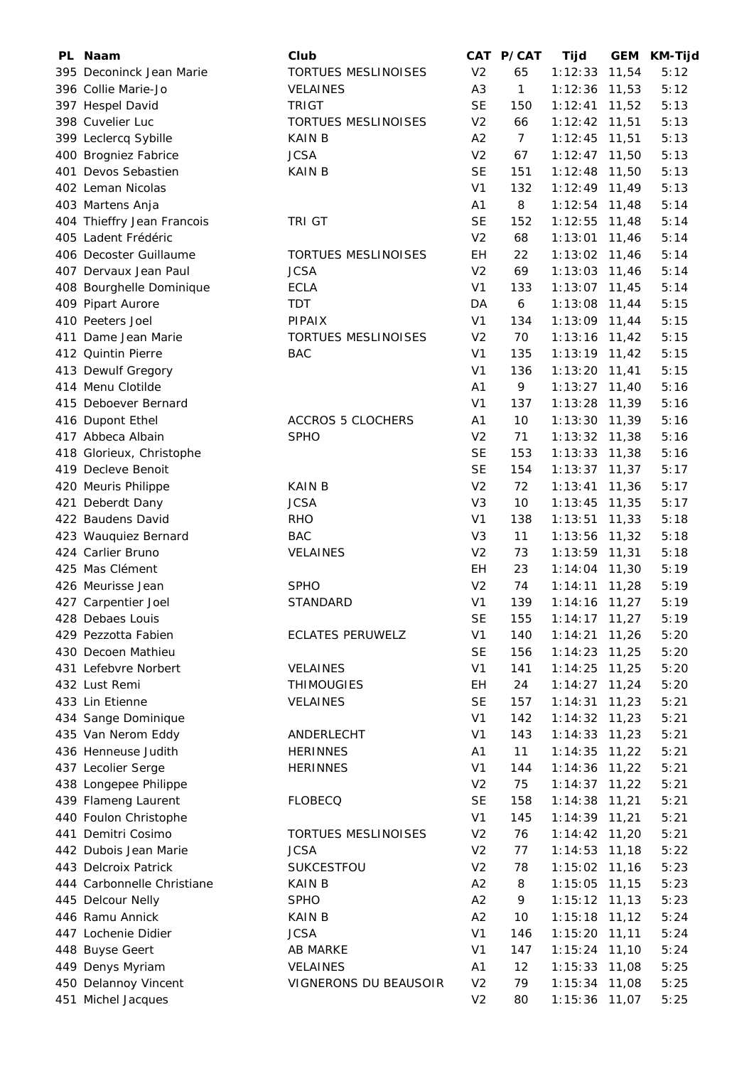| PL | Naam | Club | CAT | P/CAT | Tijd | GEM | KM-Tijd |
|---|---|---|---|---|---|---|---|
| 395 | Deconinck Jean Marie | TORTUES MESLINOISES | V2 | 65 | 1:12:33 | 11,54 | 5:12 |
| 396 | Collie Marie-Jo | VELAINES | A3 | 1 | 1:12:36 | 11,53 | 5:12 |
| 397 | Hespel David | TRIGT | SE | 150 | 1:12:41 | 11,52 | 5:13 |
| 398 | Cuvelier Luc | TORTUES MESLINOISES | V2 | 66 | 1:12:42 | 11,51 | 5:13 |
| 399 | Leclercq Sybille | KAIN B | A2 | 7 | 1:12:45 | 11,51 | 5:13 |
| 400 | Brogniez Fabrice | JCSA | V2 | 67 | 1:12:47 | 11,50 | 5:13 |
| 401 | Devos Sebastien | KAIN B | SE | 151 | 1:12:48 | 11,50 | 5:13 |
| 402 | Leman Nicolas | | V1 | 132 | 1:12:49 | 11,49 | 5:13 |
| 403 | Martens Anja | | A1 | 8 | 1:12:54 | 11,48 | 5:14 |
| 404 | Thieffry Jean Francois | TRI GT | SE | 152 | 1:12:55 | 11,48 | 5:14 |
| 405 | Ladent Frédéric | | V2 | 68 | 1:13:01 | 11,46 | 5:14 |
| 406 | Decoster Guillaume | TORTUES MESLINOISES | EH | 22 | 1:13:02 | 11,46 | 5:14 |
| 407 | Dervaux Jean Paul | JCSA | V2 | 69 | 1:13:03 | 11,46 | 5:14 |
| 408 | Bourghelle Dominique | ECLA | V1 | 133 | 1:13:07 | 11,45 | 5:14 |
| 409 | Pipart Aurore | TDT | DA | 6 | 1:13:08 | 11,44 | 5:15 |
| 410 | Peeters Joel | PIPAIX | V1 | 134 | 1:13:09 | 11,44 | 5:15 |
| 411 | Dame Jean Marie | TORTUES MESLINOISES | V2 | 70 | 1:13:16 | 11,42 | 5:15 |
| 412 | Quintin Pierre | BAC | V1 | 135 | 1:13:19 | 11,42 | 5:15 |
| 413 | Dewulf Gregory | | V1 | 136 | 1:13:20 | 11,41 | 5:15 |
| 414 | Menu Clotilde | | A1 | 9 | 1:13:27 | 11,40 | 5:16 |
| 415 | Deboever Bernard | | V1 | 137 | 1:13:28 | 11,39 | 5:16 |
| 416 | Dupont Ethel | ACCROS 5 CLOCHERS | A1 | 10 | 1:13:30 | 11,39 | 5:16 |
| 417 | Abbeca Albain | SPHO | V2 | 71 | 1:13:32 | 11,38 | 5:16 |
| 418 | Glorieux, Christophe | | SE | 153 | 1:13:33 | 11,38 | 5:16 |
| 419 | Decleve Benoit | | SE | 154 | 1:13:37 | 11,37 | 5:17 |
| 420 | Meuris Philippe | KAIN B | V2 | 72 | 1:13:41 | 11,36 | 5:17 |
| 421 | Deberdt Dany | JCSA | V3 | 10 | 1:13:45 | 11,35 | 5:17 |
| 422 | Baudens David | RHO | V1 | 138 | 1:13:51 | 11,33 | 5:18 |
| 423 | Wauquiez Bernard | BAC | V3 | 11 | 1:13:56 | 11,32 | 5:18 |
| 424 | Carlier Bruno | VELAINES | V2 | 73 | 1:13:59 | 11,31 | 5:18 |
| 425 | Mas Clément | | EH | 23 | 1:14:04 | 11,30 | 5:19 |
| 426 | Meurisse Jean | SPHO | V2 | 74 | 1:14:11 | 11,28 | 5:19 |
| 427 | Carpentier Joel | STANDARD | V1 | 139 | 1:14:16 | 11,27 | 5:19 |
| 428 | Debaes Louis | | SE | 155 | 1:14:17 | 11,27 | 5:19 |
| 429 | Pezzotta Fabien | ECLATES PERUWELZ | V1 | 140 | 1:14:21 | 11,26 | 5:20 |
| 430 | Decoen Mathieu | | SE | 156 | 1:14:23 | 11,25 | 5:20 |
| 431 | Lefebvre Norbert | VELAINES | V1 | 141 | 1:14:25 | 11,25 | 5:20 |
| 432 | Lust Remi | THIMOUGIES | EH | 24 | 1:14:27 | 11,24 | 5:20 |
| 433 | Lin Etienne | VELAINES | SE | 157 | 1:14:31 | 11,23 | 5:21 |
| 434 | Sange Dominique | | V1 | 142 | 1:14:32 | 11,23 | 5:21 |
| 435 | Van Nerom Eddy | ANDERLECHT | V1 | 143 | 1:14:33 | 11,23 | 5:21 |
| 436 | Henneuse Judith | HERINNES | A1 | 11 | 1:14:35 | 11,22 | 5:21 |
| 437 | Lecolier Serge | HERINNES | V1 | 144 | 1:14:36 | 11,22 | 5:21 |
| 438 | Longepee Philippe | | V2 | 75 | 1:14:37 | 11,22 | 5:21 |
| 439 | Flameng Laurent | FLOBECQ | SE | 158 | 1:14:38 | 11,21 | 5:21 |
| 440 | Foulon Christophe | | V1 | 145 | 1:14:39 | 11,21 | 5:21 |
| 441 | Demitri Cosimo | TORTUES MESLINOISES | V2 | 76 | 1:14:42 | 11,20 | 5:21 |
| 442 | Dubois Jean Marie | JCSA | V2 | 77 | 1:14:53 | 11,18 | 5:22 |
| 443 | Delcroix Patrick | SUKCESTFOU | V2 | 78 | 1:15:02 | 11,16 | 5:23 |
| 444 | Carbonnelle Christiane | KAIN B | A2 | 8 | 1:15:05 | 11,15 | 5:23 |
| 445 | Delcour Nelly | SPHO | A2 | 9 | 1:15:12 | 11,13 | 5:23 |
| 446 | Ramu Annick | KAIN B | A2 | 10 | 1:15:18 | 11,12 | 5:24 |
| 447 | Lochenie Didier | JCSA | V1 | 146 | 1:15:20 | 11,11 | 5:24 |
| 448 | Buyse Geert | AB MARKE | V1 | 147 | 1:15:24 | 11,10 | 5:24 |
| 449 | Denys Myriam | VELAINES | A1 | 12 | 1:15:33 | 11,08 | 5:25 |
| 450 | Delannoy Vincent | VIGNERONS DU BEAUSOIR | V2 | 79 | 1:15:34 | 11,08 | 5:25 |
| 451 | Michel Jacques | | V2 | 80 | 1:15:36 | 11,07 | 5:25 |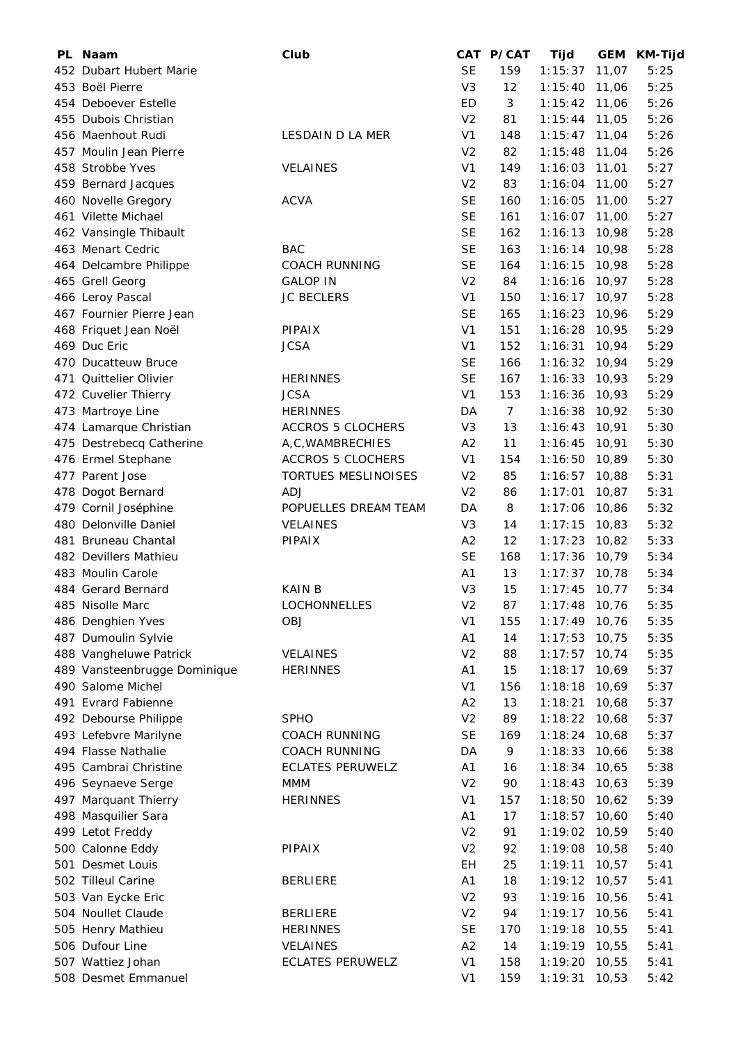| PL | Naam | Club | CAT | P/CAT | Tijd | GEM | KM-Tijd |
|---|---|---|---|---|---|---|---|
| 452 | Dubart Hubert Marie | | SE | 159 | 1:15:37 | 11,07 | 5:25 |
| 453 | Boël Pierre | | V3 | 12 | 1:15:40 | 11,06 | 5:25 |
| 454 | Deboever Estelle | | ED | 3 | 1:15:42 | 11,06 | 5:26 |
| 455 | Dubois Christian | | V2 | 81 | 1:15:44 | 11,05 | 5:26 |
| 456 | Maenhout Rudi | LESDAIN D LA MER | V1 | 148 | 1:15:47 | 11,04 | 5:26 |
| 457 | Moulin Jean Pierre | | V2 | 82 | 1:15:48 | 11,04 | 5:26 |
| 458 | Strobbe Yves | VELAINES | V1 | 149 | 1:16:03 | 11,01 | 5:27 |
| 459 | Bernard Jacques | | V2 | 83 | 1:16:04 | 11,00 | 5:27 |
| 460 | Novelle Gregory | ACVA | SE | 160 | 1:16:05 | 11,00 | 5:27 |
| 461 | Vilette Michael | | SE | 161 | 1:16:07 | 11,00 | 5:27 |
| 462 | Vansingle Thibault | | SE | 162 | 1:16:13 | 10,98 | 5:28 |
| 463 | Menart Cedric | BAC | SE | 163 | 1:16:14 | 10,98 | 5:28 |
| 464 | Delcambre Philippe | COACH RUNNING | SE | 164 | 1:16:15 | 10,98 | 5:28 |
| 465 | Grell Georg | GALOP IN | V2 | 84 | 1:16:16 | 10,97 | 5:28 |
| 466 | Leroy Pascal | JC BECLERS | V1 | 150 | 1:16:17 | 10,97 | 5:28 |
| 467 | Fournier Pierre Jean | | SE | 165 | 1:16:23 | 10,96 | 5:29 |
| 468 | Friquet Jean Noël | PIPAIX | V1 | 151 | 1:16:28 | 10,95 | 5:29 |
| 469 | Duc Eric | JCSA | V1 | 152 | 1:16:31 | 10,94 | 5:29 |
| 470 | Ducatteuw Bruce | | SE | 166 | 1:16:32 | 10,94 | 5:29 |
| 471 | Quittelier Olivier | HERINNES | SE | 167 | 1:16:33 | 10,93 | 5:29 |
| 472 | Cuvelier Thierry | JCSA | V1 | 153 | 1:16:36 | 10,93 | 5:29 |
| 473 | Martroye Line | HERINNES | DA | 7 | 1:16:38 | 10,92 | 5:30 |
| 474 | Lamarque Christian | ACCROS 5 CLOCHERS | V3 | 13 | 1:16:43 | 10,91 | 5:30 |
| 475 | Destrebecq Catherine | A,C,WAMBRECHIES | A2 | 11 | 1:16:45 | 10,91 | 5:30 |
| 476 | Ermel Stephane | ACCROS 5 CLOCHERS | V1 | 154 | 1:16:50 | 10,89 | 5:30 |
| 477 | Parent Jose | TORTUES MESLINOISES | V2 | 85 | 1:16:57 | 10,88 | 5:31 |
| 478 | Dogot Bernard | ADJ | V2 | 86 | 1:17:01 | 10,87 | 5:31 |
| 479 | Cornil Joséphine | POPUELLES DREAM TEAM | DA | 8 | 1:17:06 | 10,86 | 5:32 |
| 480 | Delonville Daniel | VELAINES | V3 | 14 | 1:17:15 | 10,83 | 5:32 |
| 481 | Bruneau Chantal | PIPAIX | A2 | 12 | 1:17:23 | 10,82 | 5:33 |
| 482 | Devillers Mathieu | | SE | 168 | 1:17:36 | 10,79 | 5:34 |
| 483 | Moulin Carole | | A1 | 13 | 1:17:37 | 10,78 | 5:34 |
| 484 | Gerard Bernard | KAIN B | V3 | 15 | 1:17:45 | 10,77 | 5:34 |
| 485 | Nisolle Marc | LOCHONNELLES | V2 | 87 | 1:17:48 | 10,76 | 5:35 |
| 486 | Denghien Yves | OBJ | V1 | 155 | 1:17:49 | 10,76 | 5:35 |
| 487 | Dumoulin Sylvie | | A1 | 14 | 1:17:53 | 10,75 | 5:35 |
| 488 | Vangheluwe Patrick | VELAINES | V2 | 88 | 1:17:57 | 10,74 | 5:35 |
| 489 | Vansteenbrugge Dominique | HERINNES | A1 | 15 | 1:18:17 | 10,69 | 5:37 |
| 490 | Salome Michel | | V1 | 156 | 1:18:18 | 10,69 | 5:37 |
| 491 | Evrard Fabienne | | A2 | 13 | 1:18:21 | 10,68 | 5:37 |
| 492 | Debourse Philippe | SPHO | V2 | 89 | 1:18:22 | 10,68 | 5:37 |
| 493 | Lefebvre Marilyne | COACH RUNNING | SE | 169 | 1:18:24 | 10,68 | 5:37 |
| 494 | Flasse Nathalie | COACH RUNNING | DA | 9 | 1:18:33 | 10,66 | 5:38 |
| 495 | Cambrai Christine | ECLATES PERUWELZ | A1 | 16 | 1:18:34 | 10,65 | 5:38 |
| 496 | Seynaeve Serge | MMM | V2 | 90 | 1:18:43 | 10,63 | 5:39 |
| 497 | Marquant Thierry | HERINNES | V1 | 157 | 1:18:50 | 10,62 | 5:39 |
| 498 | Masquilier Sara | | A1 | 17 | 1:18:57 | 10,60 | 5:40 |
| 499 | Letot Freddy | | V2 | 91 | 1:19:02 | 10,59 | 5:40 |
| 500 | Calonne Eddy | PIPAIX | V2 | 92 | 1:19:08 | 10,58 | 5:40 |
| 501 | Desmet Louis | | EH | 25 | 1:19:11 | 10,57 | 5:41 |
| 502 | Tilleul Carine | BERLIERE | A1 | 18 | 1:19:12 | 10,57 | 5:41 |
| 503 | Van Eycke Eric | | V2 | 93 | 1:19:16 | 10,56 | 5:41 |
| 504 | Noullet Claude | BERLIERE | V2 | 94 | 1:19:17 | 10,56 | 5:41 |
| 505 | Henry Mathieu | HERINNES | SE | 170 | 1:19:18 | 10,55 | 5:41 |
| 506 | Dufour Line | VELAINES | A2 | 14 | 1:19:19 | 10,55 | 5:41 |
| 507 | Wattiez Johan | ECLATES PERUWELZ | V1 | 158 | 1:19:20 | 10,55 | 5:41 |
| 508 | Desmet Emmanuel | | V1 | 159 | 1:19:31 | 10,53 | 5:42 |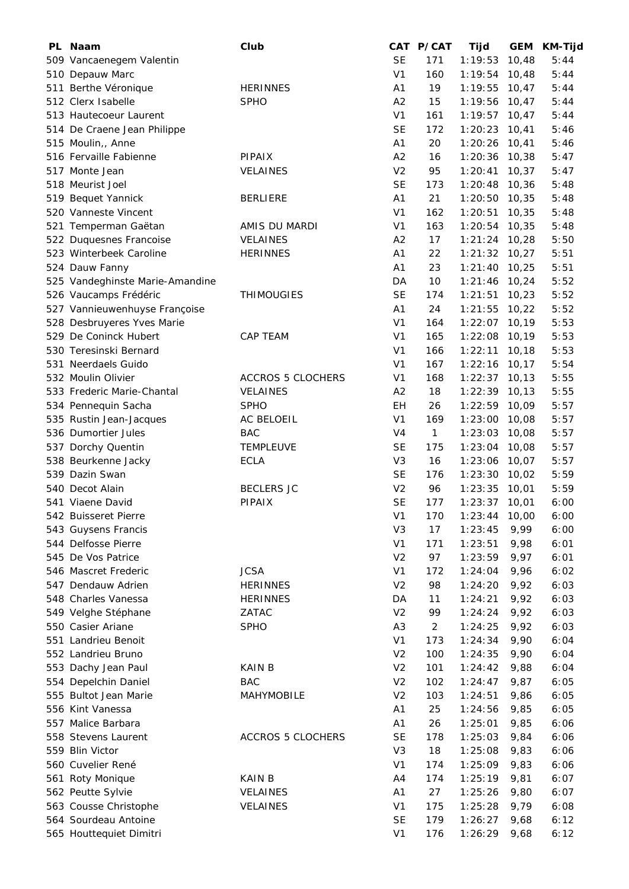| PL | Naam | Club | CAT | P/CAT | Tijd | GEM | KM-Tijd |
|---|---|---|---|---|---|---|---|
| 509 | Vancaenegem Valentin | | SE | 171 | 1:19:53 | 10,48 | 5:44 |
| 510 | Depauw Marc | | V1 | 160 | 1:19:54 | 10,48 | 5:44 |
| 511 | Berthe Véronique | HERINNES | A1 | 19 | 1:19:55 | 10,47 | 5:44 |
| 512 | Clerx Isabelle | SPHO | A2 | 15 | 1:19:56 | 10,47 | 5:44 |
| 513 | Hautecoeur Laurent | | V1 | 161 | 1:19:57 | 10,47 | 5:44 |
| 514 | De Craene Jean Philippe | | SE | 172 | 1:20:23 | 10,41 | 5:46 |
| 515 | Moulin,, Anne | | A1 | 20 | 1:20:26 | 10,41 | 5:46 |
| 516 | Fervaille Fabienne | PIPAIX | A2 | 16 | 1:20:36 | 10,38 | 5:47 |
| 517 | Monte Jean | VELAINES | V2 | 95 | 1:20:41 | 10,37 | 5:47 |
| 518 | Meurist Joel | | SE | 173 | 1:20:48 | 10,36 | 5:48 |
| 519 | Bequet Yannick | BERLIERE | A1 | 21 | 1:20:50 | 10,35 | 5:48 |
| 520 | Vanneste Vincent | | V1 | 162 | 1:20:51 | 10,35 | 5:48 |
| 521 | Temperman Gaëtan | AMIS DU MARDI | V1 | 163 | 1:20:54 | 10,35 | 5:48 |
| 522 | Duquesnes Francoise | VELAINES | A2 | 17 | 1:21:24 | 10,28 | 5:50 |
| 523 | Winterbeek Caroline | HERINNES | A1 | 22 | 1:21:32 | 10,27 | 5:51 |
| 524 | Dauw Fanny | | A1 | 23 | 1:21:40 | 10,25 | 5:51 |
| 525 | Vandeghinste Marie-Amandine | | DA | 10 | 1:21:46 | 10,24 | 5:52 |
| 526 | Vaucamps Frédéric | THIMOUGIES | SE | 174 | 1:21:51 | 10,23 | 5:52 |
| 527 | Vannieuwenhuyse Françoise | | A1 | 24 | 1:21:55 | 10,22 | 5:52 |
| 528 | Desbruyeres Yves Marie | | V1 | 164 | 1:22:07 | 10,19 | 5:53 |
| 529 | De Coninck Hubert | CAP TEAM | V1 | 165 | 1:22:08 | 10,19 | 5:53 |
| 530 | Teresinski Bernard | | V1 | 166 | 1:22:11 | 10,18 | 5:53 |
| 531 | Neerdaels Guido | | V1 | 167 | 1:22:16 | 10,17 | 5:54 |
| 532 | Moulin Olivier | ACCROS 5 CLOCHERS | V1 | 168 | 1:22:37 | 10,13 | 5:55 |
| 533 | Frederic Marie-Chantal | VELAINES | A2 | 18 | 1:22:39 | 10,13 | 5:55 |
| 534 | Pennequin Sacha | SPHO | EH | 26 | 1:22:59 | 10,09 | 5:57 |
| 535 | Rustin Jean-Jacques | AC BELOEIL | V1 | 169 | 1:23:00 | 10,08 | 5:57 |
| 536 | Dumortier Jules | BAC | V4 | 1 | 1:23:03 | 10,08 | 5:57 |
| 537 | Dorchy Quentin | TEMPLEUVE | SE | 175 | 1:23:04 | 10,08 | 5:57 |
| 538 | Beurkenne Jacky | ECLA | V3 | 16 | 1:23:06 | 10,07 | 5:57 |
| 539 | Dazin Swan | | SE | 176 | 1:23:30 | 10,02 | 5:59 |
| 540 | Decot Alain | BECLERS JC | V2 | 96 | 1:23:35 | 10,01 | 5:59 |
| 541 | Viaene David | PIPAIX | SE | 177 | 1:23:37 | 10,01 | 6:00 |
| 542 | Buisseret Pierre | | V1 | 170 | 1:23:44 | 10,00 | 6:00 |
| 543 | Guysens Francis | | V3 | 17 | 1:23:45 | 9,99 | 6:00 |
| 544 | Delfosse Pierre | | V1 | 171 | 1:23:51 | 9,98 | 6:01 |
| 545 | De Vos Patrice | | V2 | 97 | 1:23:59 | 9,97 | 6:01 |
| 546 | Mascret Frederic | JCSA | V1 | 172 | 1:24:04 | 9,96 | 6:02 |
| 547 | Dendauw Adrien | HERINNES | V2 | 98 | 1:24:20 | 9,92 | 6:03 |
| 548 | Charles Vanessa | HERINNES | DA | 11 | 1:24:21 | 9,92 | 6:03 |
| 549 | Velghe Stéphane | ZATAC | V2 | 99 | 1:24:24 | 9,92 | 6:03 |
| 550 | Casier Ariane | SPHO | A3 | 2 | 1:24:25 | 9,92 | 6:03 |
| 551 | Landrieu Benoit | | V1 | 173 | 1:24:34 | 9,90 | 6:04 |
| 552 | Landrieu Bruno | | V2 | 100 | 1:24:35 | 9,90 | 6:04 |
| 553 | Dachy Jean Paul | KAIN B | V2 | 101 | 1:24:42 | 9,88 | 6:04 |
| 554 | Depelchin Daniel | BAC | V2 | 102 | 1:24:47 | 9,87 | 6:05 |
| 555 | Bultot Jean Marie | MAHYMOBILE | V2 | 103 | 1:24:51 | 9,86 | 6:05 |
| 556 | Kint Vanessa | | A1 | 25 | 1:24:56 | 9,85 | 6:05 |
| 557 | Malice Barbara | | A1 | 26 | 1:25:01 | 9,85 | 6:06 |
| 558 | Stevens Laurent | ACCROS 5 CLOCHERS | SE | 178 | 1:25:03 | 9,84 | 6:06 |
| 559 | Blin Victor | | V3 | 18 | 1:25:08 | 9,83 | 6:06 |
| 560 | Cuvelier René | | V1 | 174 | 1:25:09 | 9,83 | 6:06 |
| 561 | Roty Monique | KAIN B | A4 | 174 | 1:25:19 | 9,81 | 6:07 |
| 562 | Peutte Sylvie | VELAINES | A1 | 27 | 1:25:26 | 9,80 | 6:07 |
| 563 | Cousse Christophe | VELAINES | V1 | 175 | 1:25:28 | 9,79 | 6:08 |
| 564 | Sourdeau Antoine | | SE | 179 | 1:26:27 | 9,68 | 6:12 |
| 565 | Houttequiet Dimitri | | V1 | 176 | 1:26:29 | 9,68 | 6:12 |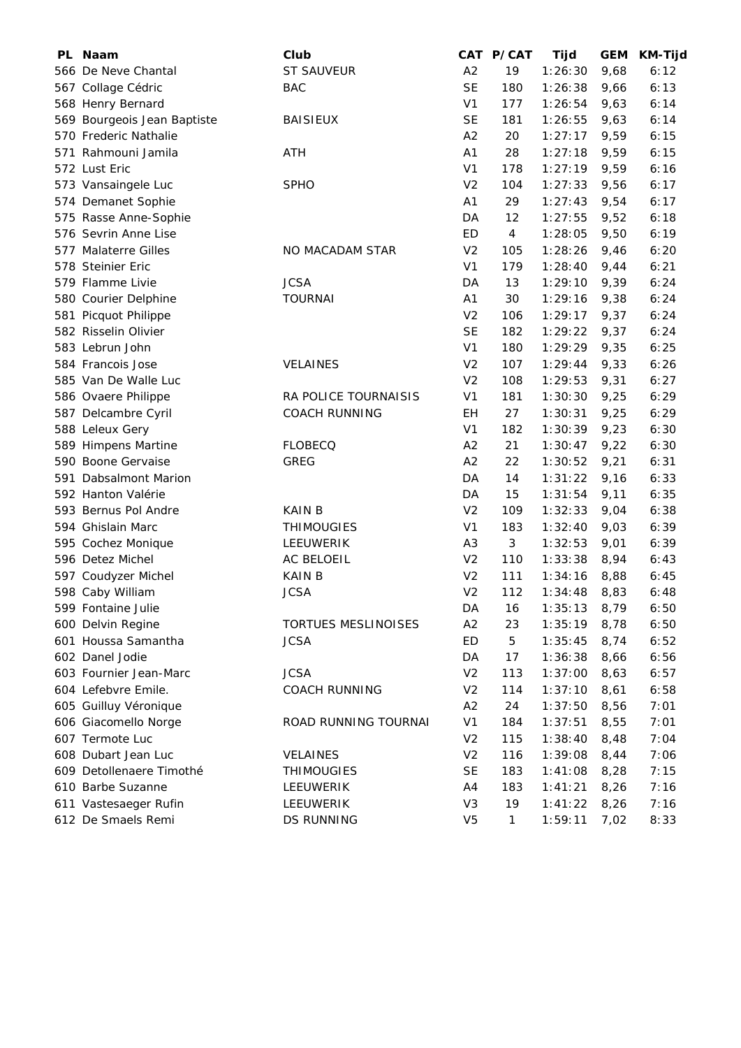| PL | Naam | Club | CAT | P/CAT | Tijd | GEM | KM-Tijd |
|---|---|---|---|---|---|---|---|
| 566 | De Neve Chantal | ST SAUVEUR | A2 | 19 | 1:26:30 | 9,68 | 6:12 |
| 567 | Collage Cédric | BAC | SE | 180 | 1:26:38 | 9,66 | 6:13 |
| 568 | Henry Bernard | | V1 | 177 | 1:26:54 | 9,63 | 6:14 |
| 569 | Bourgeois Jean Baptiste | BAISIEUX | SE | 181 | 1:26:55 | 9,63 | 6:14 |
| 570 | Frederic Nathalie | | A2 | 20 | 1:27:17 | 9,59 | 6:15 |
| 571 | Rahmouni Jamila | ATH | A1 | 28 | 1:27:18 | 9,59 | 6:15 |
| 572 | Lust Eric | | V1 | 178 | 1:27:19 | 9,59 | 6:16 |
| 573 | Vansaingele Luc | SPHO | V2 | 104 | 1:27:33 | 9,56 | 6:17 |
| 574 | Demanet Sophie | | A1 | 29 | 1:27:43 | 9,54 | 6:17 |
| 575 | Rasse Anne-Sophie | | DA | 12 | 1:27:55 | 9,52 | 6:18 |
| 576 | Sevrin Anne Lise | | ED | 4 | 1:28:05 | 9,50 | 6:19 |
| 577 | Malaterre Gilles | NO MACADAM STAR | V2 | 105 | 1:28:26 | 9,46 | 6:20 |
| 578 | Steinier Eric | | V1 | 179 | 1:28:40 | 9,44 | 6:21 |
| 579 | Flamme Livie | JCSA | DA | 13 | 1:29:10 | 9,39 | 6:24 |
| 580 | Courier Delphine | TOURNAI | A1 | 30 | 1:29:16 | 9,38 | 6:24 |
| 581 | Picquot Philippe | | V2 | 106 | 1:29:17 | 9,37 | 6:24 |
| 582 | Risselin Olivier | | SE | 182 | 1:29:22 | 9,37 | 6:24 |
| 583 | Lebrun John | | V1 | 180 | 1:29:29 | 9,35 | 6:25 |
| 584 | Francois Jose | VELAINES | V2 | 107 | 1:29:44 | 9,33 | 6:26 |
| 585 | Van De Walle Luc | | V2 | 108 | 1:29:53 | 9,31 | 6:27 |
| 586 | Ovaere Philippe | RA POLICE TOURNAISIS | V1 | 181 | 1:30:30 | 9,25 | 6:29 |
| 587 | Delcambre Cyril | COACH RUNNING | EH | 27 | 1:30:31 | 9,25 | 6:29 |
| 588 | Leleux Gery | | V1 | 182 | 1:30:39 | 9,23 | 6:30 |
| 589 | Himpens Martine | FLOBECQ | A2 | 21 | 1:30:47 | 9,22 | 6:30 |
| 590 | Boone Gervaise | GREG | A2 | 22 | 1:30:52 | 9,21 | 6:31 |
| 591 | Dabsalmont Marion | | DA | 14 | 1:31:22 | 9,16 | 6:33 |
| 592 | Hanton Valérie | | DA | 15 | 1:31:54 | 9,11 | 6:35 |
| 593 | Bernus Pol Andre | KAIN B | V2 | 109 | 1:32:33 | 9,04 | 6:38 |
| 594 | Ghislain Marc | THIMOUGIES | V1 | 183 | 1:32:40 | 9,03 | 6:39 |
| 595 | Cochez Monique | LEEUWERIK | A3 | 3 | 1:32:53 | 9,01 | 6:39 |
| 596 | Detez Michel | AC BELOEIL | V2 | 110 | 1:33:38 | 8,94 | 6:43 |
| 597 | Coudyzer Michel | KAIN B | V2 | 111 | 1:34:16 | 8,88 | 6:45 |
| 598 | Caby William | JCSA | V2 | 112 | 1:34:48 | 8,83 | 6:48 |
| 599 | Fontaine Julie | | DA | 16 | 1:35:13 | 8,79 | 6:50 |
| 600 | Delvin Regine | TORTUES MESLINOISES | A2 | 23 | 1:35:19 | 8,78 | 6:50 |
| 601 | Houssa Samantha | JCSA | ED | 5 | 1:35:45 | 8,74 | 6:52 |
| 602 | Danel Jodie | | DA | 17 | 1:36:38 | 8,66 | 6:56 |
| 603 | Fournier Jean-Marc | JCSA | V2 | 113 | 1:37:00 | 8,63 | 6:57 |
| 604 | Lefebvre Emile. | COACH RUNNING | V2 | 114 | 1:37:10 | 8,61 | 6:58 |
| 605 | Guilluy Véronique | | A2 | 24 | 1:37:50 | 8,56 | 7:01 |
| 606 | Giacomello Norge | ROAD RUNNING TOURNAI | V1 | 184 | 1:37:51 | 8,55 | 7:01 |
| 607 | Termote Luc | | V2 | 115 | 1:38:40 | 8,48 | 7:04 |
| 608 | Dubart Jean Luc | VELAINES | V2 | 116 | 1:39:08 | 8,44 | 7:06 |
| 609 | Detollenaere Timothé | THIMOUGIES | SE | 183 | 1:41:08 | 8,28 | 7:15 |
| 610 | Barbe Suzanne | LEEUWERIK | A4 | 183 | 1:41:21 | 8,26 | 7:16 |
| 611 | Vastesaeger Rufin | LEEUWERIK | V3 | 19 | 1:41:22 | 8,26 | 7:16 |
| 612 | De Smaels Remi | DS RUNNING | V5 | 1 | 1:59:11 | 7,02 | 8:33 |